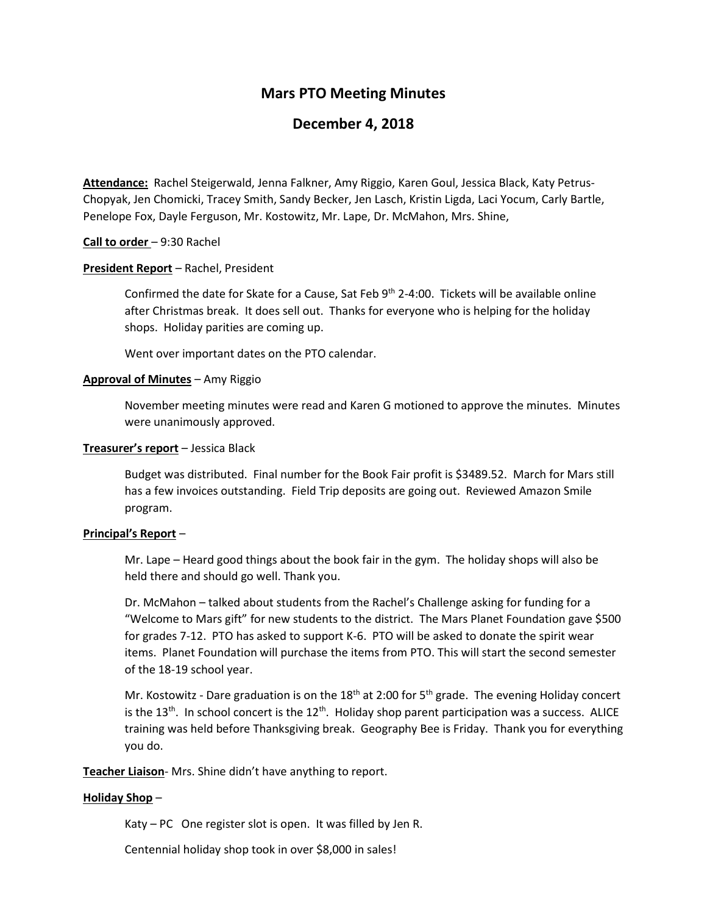# Mars PTO Meeting Minutes

## December 4, 2018

**Attendance:** Rachel Steigerwald, Jenna Falkner, Amy Riggio, Karen Goul, Jessica Black, Katy Petrus-Chopyak, Jen Chomicki, Tracey Smith, Sandy Becker, Jen Lasch, Kristin Ligda, Laci Yocum, Carly Bartle, Penelope Fox, Dayle Ferguson, Mr. Kostowitz, Mr. Lape, Dr. McMahon, Mrs. Shine,

**Call to order** – 9:30 Rachel

**President Report** – Rachel, President

Confirmed the date for Skate for a Cause, Sat Feb 9th 2-4:00. Tickets will be available online after Christmas break. It does sell out. Thanks for everyone who is helping for the holiday shops. Holiday parities are coming up.

Went over important dates on the PTO calendar.

**Approval of Minutes** – Amy Riggio

November meeting minutes were read and Karen G motioned to approve the minutes. Minutes were unanimously approved.

**Treasurer's report** – Jessica Black

Budget was distributed. Final number for the Book Fair profit is $3489.52. March for Mars still has a few invoices outstanding. Field Trip deposits are going out. Reviewed Amazon Smile program.

**Principal's Report** –

Mr. Lape – Heard good things about the book fair in the gym. The holiday shops will also be held there and should go well. Thank you.

Dr. McMahon – talked about students from the Rachel's Challenge asking for funding for a "Welcome to Mars gift" for new students to the district. The Mars Planet Foundation gave $500 for grades 7-12. PTO has asked to support K-6. PTO will be asked to donate the spirit wear items. Planet Foundation will purchase the items from PTO. This will start the second semester of the 18-19 school year.

Mr. Kostowitz - Dare graduation is on the 18th at 2:00 for 5th grade. The evening Holiday concert is the 13th. In school concert is the 12th. Holiday shop parent participation was a success. ALICE training was held before Thanksgiving break. Geography Bee is Friday. Thank you for everything you do.

**Teacher Liaison**- Mrs. Shine didn't have anything to report.

**Holiday Shop** –

Katy – PC One register slot is open. It was filled by Jen R.

Centennial holiday shop took in over $8,000 in sales!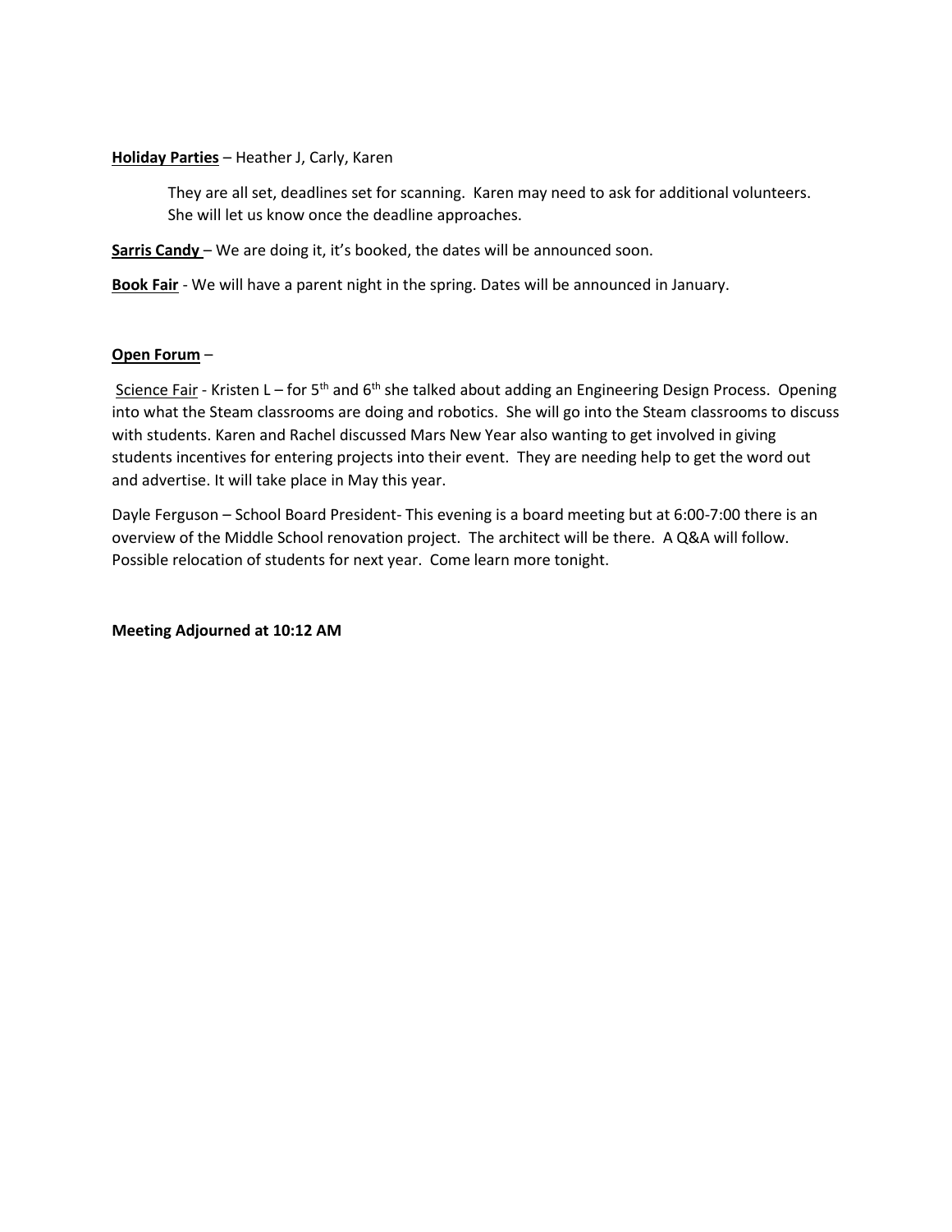**Holiday Parties** – Heather J, Carly, Karen

> They are all set, deadlines set for scanning. Karen may need to ask for additional volunteers. She will let us know once the deadline approaches.

**Sarris Candy** – We are doing it, it's booked, the dates will be announced soon.

**Book Fair** - We will have a parent night in the spring. Dates will be announced in January.

**Open Forum** –

Science Fair - Kristen L – for 5th and 6th she talked about adding an Engineering Design Process. Opening into what the Steam classrooms are doing and robotics. She will go into the Steam classrooms to discuss with students. Karen and Rachel discussed Mars New Year also wanting to get involved in giving students incentives for entering projects into their event. They are needing help to get the word out and advertise. It will take place in May this year.

Dayle Ferguson – School Board President- This evening is a board meeting but at 6:00-7:00 there is an overview of the Middle School renovation project. The architect will be there. A Q&A will follow. Possible relocation of students for next year. Come learn more tonight.

**Meeting Adjourned at 10:12 AM**